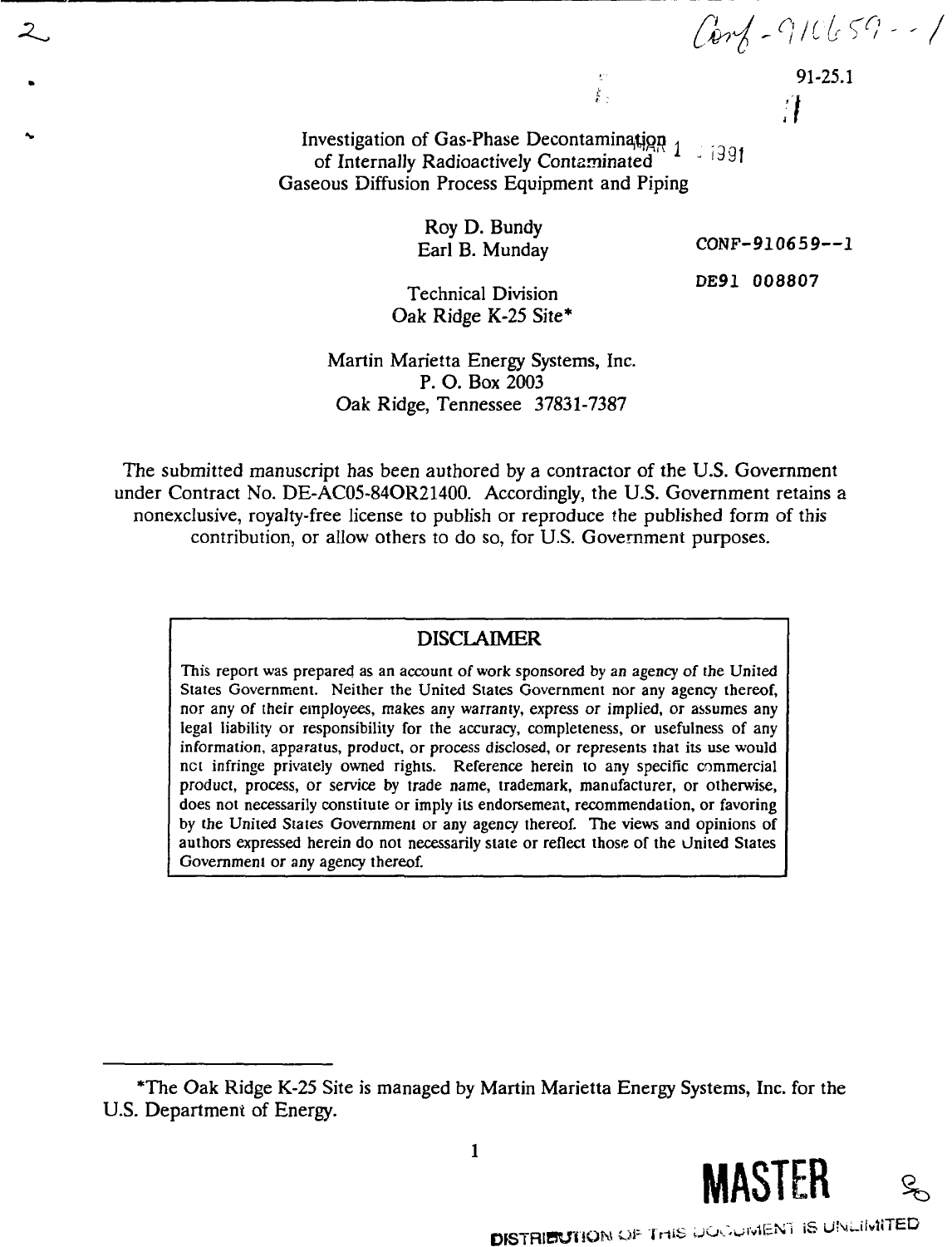Conf-910659--1

91-25.1

# Investigation of Gas-Phase Decontamination of Internally Radioactively Contaminated Gaseous Diffusion Process Equipment and Piping

Roy D. Bundy
Earl B. Munday

CONF-910659--1

DE91 008807

Technical Division
Oak Ridge K-25 Site*

Martin Marietta Energy Systems, Inc.
P. O. Box 2003
Oak Ridge, Tennessee 37831-7387

The submitted manuscript has been authored by a contractor of the U.S. Government under Contract No. DE-AC05-84OR21400. Accordingly, the U.S. Government retains a nonexclusive, royalty-free license to publish or reproduce the published form of this contribution, or allow others to do so, for U.S. Government purposes.

**DISCLAIMER**

This report was prepared as an account of work sponsored by an agency of the United States Government. Neither the United States Government nor any agency thereof, nor any of their employees, makes any warranty, express or implied, or assumes any legal liability or responsibility for the accuracy, completeness, or usefulness of any information, apparatus, product, or process disclosed, or represents that its use would not infringe privately owned rights. Reference herein to any specific commercial product, process, or service by trade name, trademark, manufacturer, or otherwise, does not necessarily constitute or imply its endorsement, recommendation, or favoring by the United States Government or any agency thereof. The views and opinions of authors expressed herein do not necessarily state or reflect those of the United States Government or any agency thereof.

*The Oak Ridge K-25 Site is managed by Martin Marietta Energy Systems, Inc. for the U.S. Department of Energy.

MASTER

DISTRIBUTION OF THIS DOCUMENT IS UNLIMITED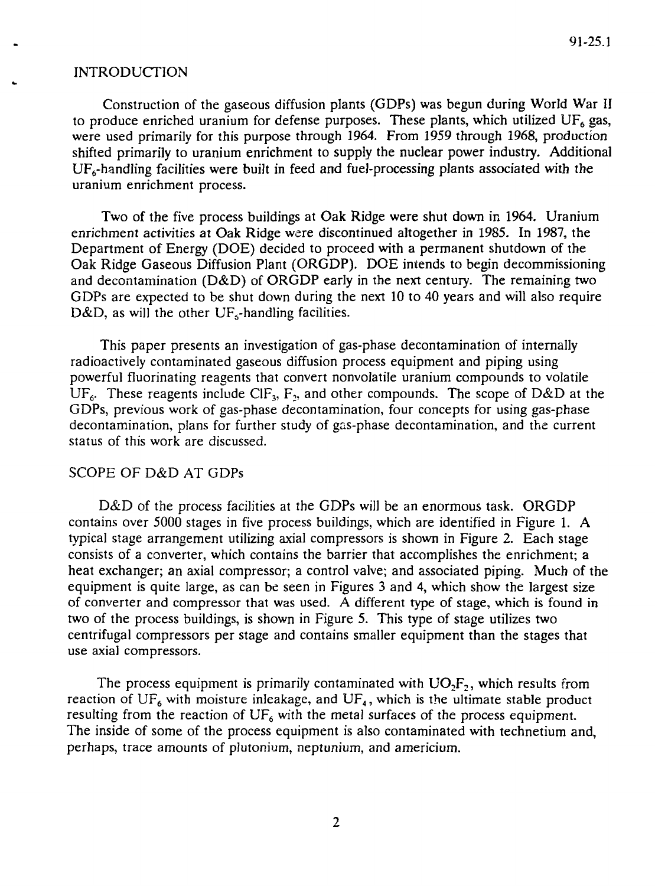## INTRODUCTION

Construction of the gaseous diffusion plants (GDPs) was begun during World War II to produce enriched uranium for defense purposes. These plants, which utilized $UF_6$ gas, were used primarily for this purpose through 1964. From 1959 through 1968, production shifted primarily to uranium enrichment to supply the nuclear power industry. Additional $UF_6$-handling facilities were built in feed and fuel-processing plants associated with the uranium enrichment process.

Two of the five process buildings at Oak Ridge were shut down in 1964. Uranium enrichment activities at Oak Ridge were discontinued altogether in 1985. In 1987, the Department of Energy (DOE) decided to proceed with a permanent shutdown of the Oak Ridge Gaseous Diffusion Plant (ORGDP). DOE intends to begin decommissioning and decontamination (D&D) of ORGDP early in the next century. The remaining two GDPs are expected to be shut down during the next 10 to 40 years and will also require D&D, as will the other $UF_6$-handling facilities.

This paper presents an investigation of gas-phase decontamination of internally radioactively contaminated gaseous diffusion process equipment and piping using powerful fluorinating reagents that convert nonvolatile uranium compounds to volatile $UF_6$. These reagents include $ClF_3$, $F_2$, and other compounds. The scope of D&D at the GDPs, previous work of gas-phase decontamination, four concepts for using gas-phase decontamination, plans for further study of gas-phase decontamination, and the current status of this work are discussed.

## SCOPE OF D&D AT GDPs

D&D of the process facilities at the GDPs will be an enormous task. ORGDP contains over 5000 stages in five process buildings, which are identified in Figure 1. A typical stage arrangement utilizing axial compressors is shown in Figure 2. Each stage consists of a converter, which contains the barrier that accomplishes the enrichment; a heat exchanger; an axial compressor; a control valve; and associated piping. Much of the equipment is quite large, as can be seen in Figures 3 and 4, which show the largest size of converter and compressor that was used. A different type of stage, which is found in two of the process buildings, is shown in Figure 5. This type of stage utilizes two centrifugal compressors per stage and contains smaller equipment than the stages that use axial compressors.

The process equipment is primarily contaminated with $UO_2F_2$, which results from reaction of $UF_6$ with moisture inleakage, and $UF_4$, which is the ultimate stable product resulting from the reaction of $UF_6$ with the metal surfaces of the process equipment. The inside of some of the process equipment is also contaminated with technetium and, perhaps, trace amounts of plutonium, neptunium, and americium.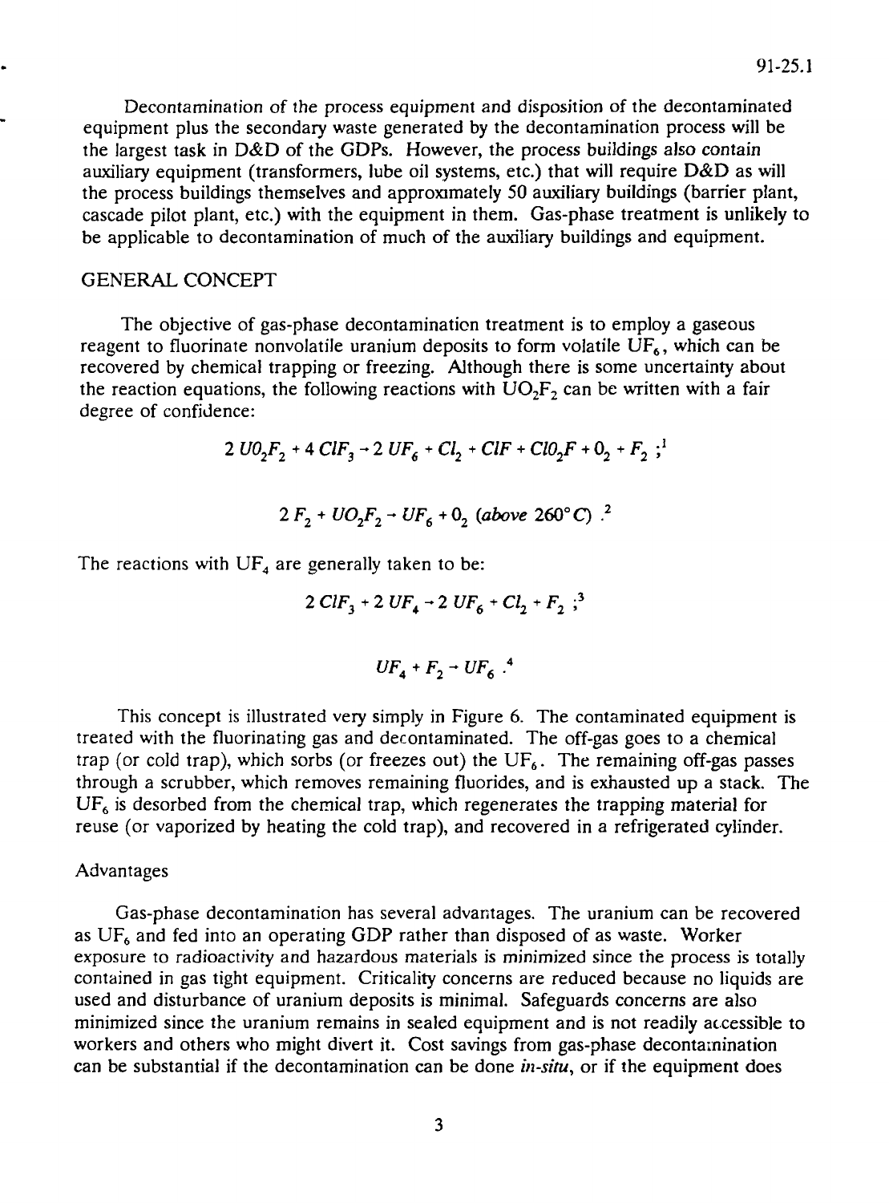Decontamination of the process equipment and disposition of the decontaminated equipment plus the secondary waste generated by the decontamination process will be the largest task in D&D of the GDPs. However, the process buildings also contain auxiliary equipment (transformers, lube oil systems, etc.) that will require D&D as will the process buildings themselves and approximately 50 auxiliary buildings (barrier plant, cascade pilot plant, etc.) with the equipment in them. Gas-phase treatment is unlikely to be applicable to decontamination of much of the auxiliary buildings and equipment.

## GENERAL CONCEPT

The objective of gas-phase decontamination treatment is to employ a gaseous reagent to fluorinate nonvolatile uranium deposits to form volatile $UF_6$, which can be recovered by chemical trapping or freezing. Although there is some uncertainty about the reaction equations, the following reactions with $UO_2F_2$ can be written with a fair degree of confidence:

$$2\,UO_2F_2 + 4\,ClF_3 \rightarrow 2\,UF_6 + Cl_2 + ClF + ClO_2F + O_2 + F_2 \;;$$ [1]

$$2\,F_2 + UO_2F_2 \rightarrow UF_6 + O_2 \;\; (above\ 260°C)\,.$$ [2]

The reactions with $UF_4$ are generally taken to be:

$$2\,ClF_3 + 2\,UF_4 \rightarrow 2\,UF_6 + Cl_2 + F_2 \;;$$ [3]

$$UF_4 + F_2 \rightarrow UF_6\,.$$ [4]

This concept is illustrated very simply in Figure 6. The contaminated equipment is treated with the fluorinating gas and decontaminated. The off-gas goes to a chemical trap (or cold trap), which sorbs (or freezes out) the $UF_6$. The remaining off-gas passes through a scrubber, which removes remaining fluorides, and is exhausted up a stack. The $UF_6$ is desorbed from the chemical trap, which regenerates the trapping material for reuse (or vaporized by heating the cold trap), and recovered in a refrigerated cylinder.

### Advantages

Gas-phase decontamination has several advantages. The uranium can be recovered as $UF_6$ and fed into an operating GDP rather than disposed of as waste. Worker exposure to radioactivity and hazardous materials is minimized since the process is totally contained in gas tight equipment. Criticality concerns are reduced because no liquids are used and disturbance of uranium deposits is minimal. Safeguards concerns are also minimized since the uranium remains in sealed equipment and is not readily accessible to workers and others who might divert it. Cost savings from gas-phase decontamination can be substantial if the decontamination can be done *in-situ*, or if the equipment does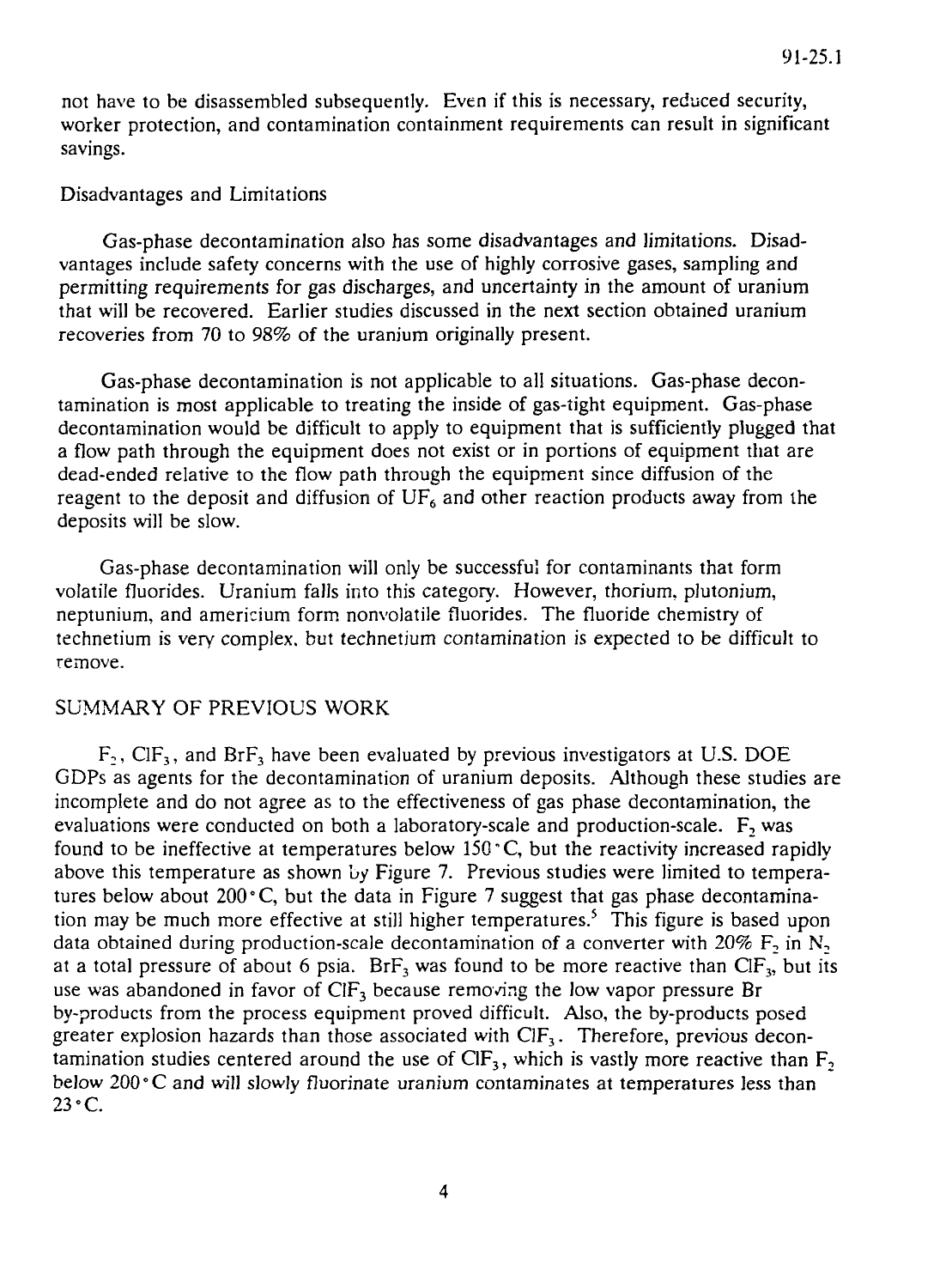not have to be disassembled subsequently. Even if this is necessary, reduced security, worker protection, and contamination containment requirements can result in significant savings.

Disadvantages and Limitations

Gas-phase decontamination also has some disadvantages and limitations. Disadvantages include safety concerns with the use of highly corrosive gases, sampling and permitting requirements for gas discharges, and uncertainty in the amount of uranium that will be recovered. Earlier studies discussed in the next section obtained uranium recoveries from 70 to 98% of the uranium originally present.

Gas-phase decontamination is not applicable to all situations. Gas-phase decontamination is most applicable to treating the inside of gas-tight equipment. Gas-phase decontamination would be difficult to apply to equipment that is sufficiently plugged that a flow path through the equipment does not exist or in portions of equipment that are dead-ended relative to the flow path through the equipment since diffusion of the reagent to the deposit and diffusion of $UF_6$ and other reaction products away from the deposits will be slow.

Gas-phase decontamination will only be successful for contaminants that form volatile fluorides. Uranium falls into this category. However, thorium, plutonium, neptunium, and americium form nonvolatile fluorides. The fluoride chemistry of technetium is very complex, but technetium contamination is expected to be difficult to remove.

## SUMMARY OF PREVIOUS WORK

$F_2$, $ClF_3$, and $BrF_3$ have been evaluated by previous investigators at U.S. DOE GDPs as agents for the decontamination of uranium deposits. Although these studies are incomplete and do not agree as to the effectiveness of gas phase decontamination, the evaluations were conducted on both a laboratory-scale and production-scale. $F_2$ was found to be ineffective at temperatures below 150°C, but the reactivity increased rapidly above this temperature as shown by Figure 7. Previous studies were limited to temperatures below about 200°C, but the data in Figure 7 suggest that gas phase decontamination may be much more effective at still higher temperatures.[5] This figure is based upon data obtained during production-scale decontamination of a converter with 20% $F_2$ in $N_2$ at a total pressure of about 6 psia. $BrF_3$ was found to be more reactive than $ClF_3$, but its use was abandoned in favor of $ClF_3$ because removing the low vapor pressure Br by-products from the process equipment proved difficult. Also, the by-products posed greater explosion hazards than those associated with $ClF_3$. Therefore, previous decontamination studies centered around the use of $ClF_3$, which is vastly more reactive than $F_2$ below 200°C and will slowly fluorinate uranium contaminates at temperatures less than 23°C.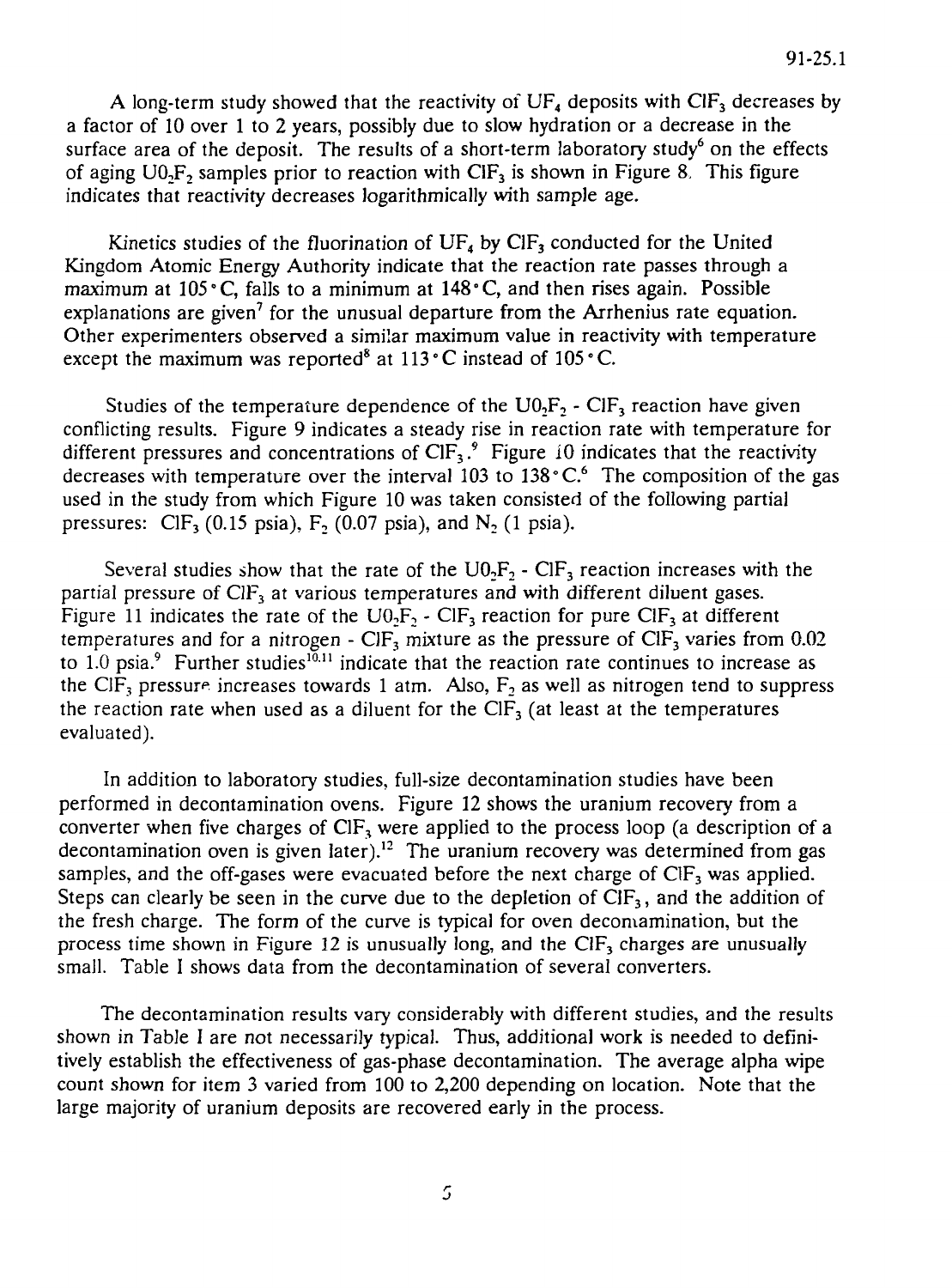A long-term study showed that the reactivity of $UF_4$ deposits with $ClF_3$ decreases by a factor of 10 over 1 to 2 years, possibly due to slow hydration or a decrease in the surface area of the deposit. The results of a short-term laboratory study[6] on the effects of aging $UO_2F_2$ samples prior to reaction with $ClF_3$ is shown in Figure 8. This figure indicates that reactivity decreases logarithmically with sample age.

Kinetics studies of the fluorination of $UF_4$ by $ClF_3$ conducted for the United Kingdom Atomic Energy Authority indicate that the reaction rate passes through a maximum at 105°C, falls to a minimum at 148°C, and then rises again. Possible explanations are given[7] for the unusual departure from the Arrhenius rate equation. Other experimenters observed a similar maximum value in reactivity with temperature except the maximum was reported[8] at 113°C instead of 105°C.

Studies of the temperature dependence of the $UO_2F_2$ - $ClF_3$ reaction have given conflicting results. Figure 9 indicates a steady rise in reaction rate with temperature for different pressures and concentrations of $ClF_3$.[9] Figure 10 indicates that the reactivity decreases with temperature over the interval 103 to 138°C.[6] The composition of the gas used in the study from which Figure 10 was taken consisted of the following partial pressures: $ClF_3$ (0.15 psia), $F_2$ (0.07 psia), and $N_2$ (1 psia).

Several studies show that the rate of the $UO_2F_2$ - $ClF_3$ reaction increases with the partial pressure of $ClF_3$ at various temperatures and with different diluent gases. Figure 11 indicates the rate of the $UO_2F_2$ - $ClF_3$ reaction for pure $ClF_3$ at different temperatures and for a nitrogen - $ClF_3$ mixture as the pressure of $ClF_3$ varies from 0.02 to 1.0 psia.[9] Further studies[10,11] indicate that the reaction rate continues to increase as the $ClF_3$ pressure increases towards 1 atm. Also, $F_2$ as well as nitrogen tend to suppress the reaction rate when used as a diluent for the $ClF_3$ (at least at the temperatures evaluated).

In addition to laboratory studies, full-size decontamination studies have been performed in decontamination ovens. Figure 12 shows the uranium recovery from a converter when five charges of $ClF_3$ were applied to the process loop (a description of a decontamination oven is given later).[12] The uranium recovery was determined from gas samples, and the off-gases were evacuated before the next charge of $ClF_3$ was applied. Steps can clearly be seen in the curve due to the depletion of $ClF_3$, and the addition of the fresh charge. The form of the curve is typical for oven decontamination, but the process time shown in Figure 12 is unusually long, and the $ClF_3$ charges are unusually small. Table I shows data from the decontamination of several converters.

The decontamination results vary considerably with different studies, and the results shown in Table I are not necessarily typical. Thus, additional work is needed to definitively establish the effectiveness of gas-phase decontamination. The average alpha wipe count shown for item 3 varied from 100 to 2,200 depending on location. Note that the large majority of uranium deposits are recovered early in the process.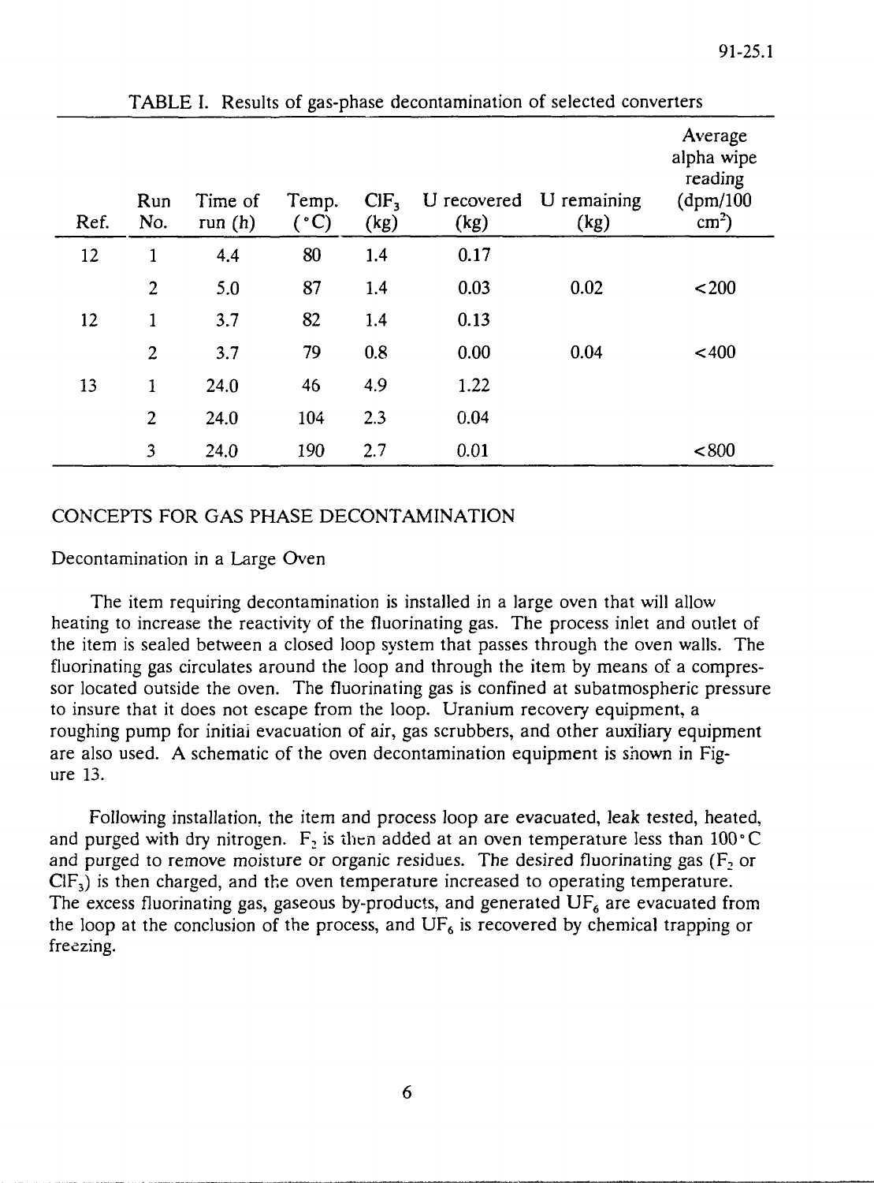TABLE I. Results of gas-phase decontamination of selected converters

| Ref. | Run No. | Time of run (h) | Temp. (°C) | $ClF_3$ (kg) | U recovered (kg) | U remaining (kg) | Average alpha wipe reading (dpm/100 $cm^2$) |
|---|---|---|---|---|---|---|---|
| 12 | 1 | 4.4 | 80 | 1.4 | 0.17 | | |
| | 2 | 5.0 | 87 | 1.4 | 0.03 | 0.02 | <200 |
| 12 | 1 | 3.7 | 82 | 1.4 | 0.13 | | |
| | 2 | 3.7 | 79 | 0.8 | 0.00 | 0.04 | <400 |
| 13 | 1 | 24.0 | 46 | 4.9 | 1.22 | | |
| | 2 | 24.0 | 104 | 2.3 | 0.04 | | |
| | 3 | 24.0 | 190 | 2.7 | 0.01 | | <800 |

## CONCEPTS FOR GAS PHASE DECONTAMINATION

### Decontamination in a Large Oven

The item requiring decontamination is installed in a large oven that will allow heating to increase the reactivity of the fluorinating gas. The process inlet and outlet of the item is sealed between a closed loop system that passes through the oven walls. The fluorinating gas circulates around the loop and through the item by means of a compressor located outside the oven. The fluorinating gas is confined at subatmospheric pressure to insure that it does not escape from the loop. Uranium recovery equipment, a roughing pump for initial evacuation of air, gas scrubbers, and other auxiliary equipment are also used. A schematic of the oven decontamination equipment is shown in Figure 13.

Following installation, the item and process loop are evacuated, leak tested, heated, and purged with dry nitrogen. $F_2$ is then added at an oven temperature less than 100°C and purged to remove moisture or organic residues. The desired fluorinating gas ($F_2$ or $ClF_3$) is then charged, and the oven temperature increased to operating temperature. The excess fluorinating gas, gaseous by-products, and generated $UF_6$ are evacuated from the loop at the conclusion of the process, and $UF_6$ is recovered by chemical trapping or freezing.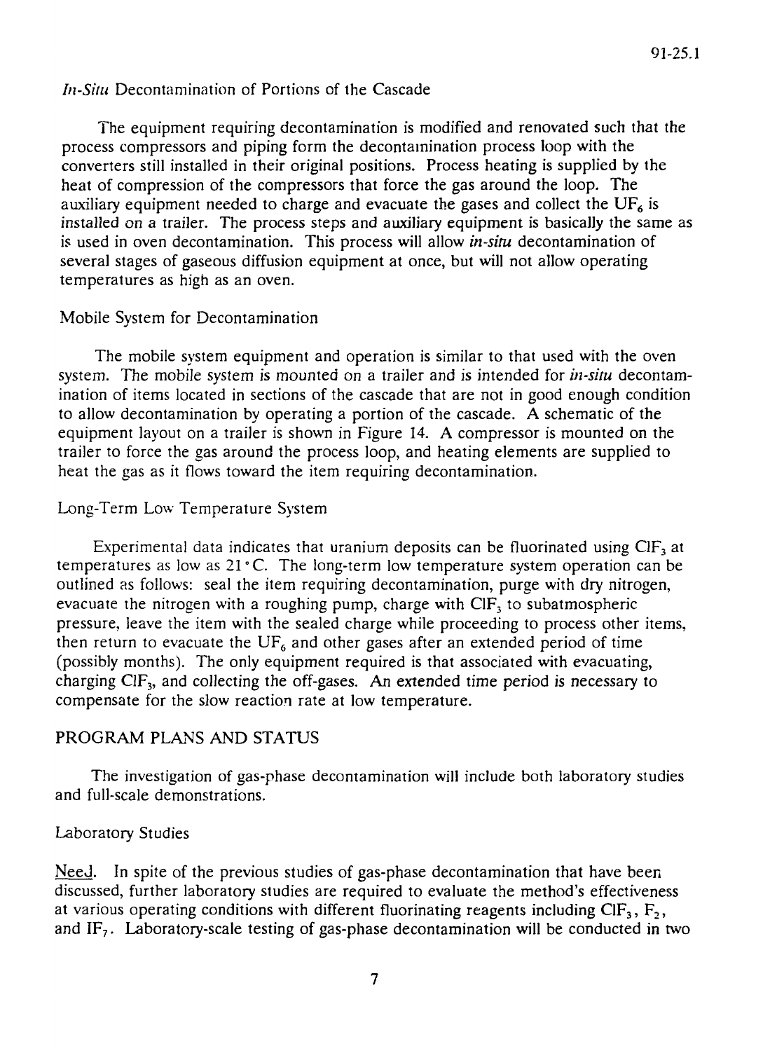*In-Situ* Decontamination of Portions of the Cascade

The equipment requiring decontamination is modified and renovated such that the process compressors and piping form the decontamination process loop with the converters still installed in their original positions. Process heating is supplied by the heat of compression of the compressors that force the gas around the loop. The auxiliary equipment needed to charge and evacuate the gases and collect the $UF_6$ is installed on a trailer. The process steps and auxiliary equipment is basically the same as is used in oven decontamination. This process will allow *in-situ* decontamination of several stages of gaseous diffusion equipment at once, but will not allow operating temperatures as high as an oven.

Mobile System for Decontamination

The mobile system equipment and operation is similar to that used with the oven system. The mobile system is mounted on a trailer and is intended for *in-situ* decontamination of items located in sections of the cascade that are not in good enough condition to allow decontamination by operating a portion of the cascade. A schematic of the equipment layout on a trailer is shown in Figure 14. A compressor is mounted on the trailer to force the gas around the process loop, and heating elements are supplied to heat the gas as it flows toward the item requiring decontamination.

Long-Term Low Temperature System

Experimental data indicates that uranium deposits can be fluorinated using $ClF_3$ at temperatures as low as 21°C. The long-term low temperature system operation can be outlined as follows: seal the item requiring decontamination, purge with dry nitrogen, evacuate the nitrogen with a roughing pump, charge with $ClF_3$ to subatmospheric pressure, leave the item with the sealed charge while proceeding to process other items, then return to evacuate the $UF_6$ and other gases after an extended period of time (possibly months). The only equipment required is that associated with evacuating, charging $ClF_3$, and collecting the off-gases. An extended time period is necessary to compensate for the slow reaction rate at low temperature.

## PROGRAM PLANS AND STATUS

The investigation of gas-phase decontamination will include both laboratory studies and full-scale demonstrations.

Laboratory Studies

Need. In spite of the previous studies of gas-phase decontamination that have been discussed, further laboratory studies are required to evaluate the method's effectiveness at various operating conditions with different fluorinating reagents including $ClF_3$, $F_2$, and $IF_7$. Laboratory-scale testing of gas-phase decontamination will be conducted in two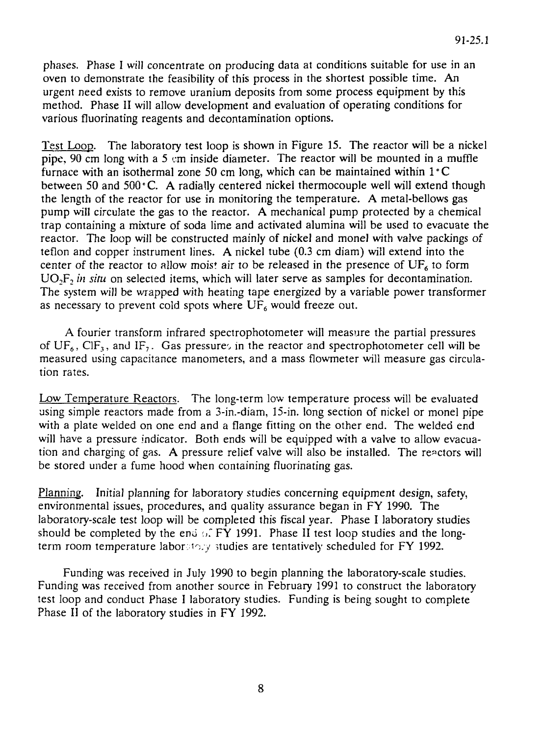phases. Phase I will concentrate on producing data at conditions suitable for use in an oven to demonstrate the feasibility of this process in the shortest possible time. An urgent need exists to remove uranium deposits from some process equipment by this method. Phase II will allow development and evaluation of operating conditions for various fluorinating reagents and decontamination options.

Test Loop. The laboratory test loop is shown in Figure 15. The reactor will be a nickel pipe, 90 cm long with a 5 cm inside diameter. The reactor will be mounted in a muffle furnace with an isothermal zone 50 cm long, which can be maintained within 1°C between 50 and 500°C. A radially centered nickel thermocouple well will extend though the length of the reactor for use in monitoring the temperature. A metal-bellows gas pump will circulate the gas to the reactor. A mechanical pump protected by a chemical trap containing a mixture of soda lime and activated alumina will be used to evacuate the reactor. The loop will be constructed mainly of nickel and monel with valve packings of teflon and copper instrument lines. A nickel tube (0.3 cm diam) will extend into the center of the reactor to allow moist air to be released in the presence of $UF_6$ to form $UO_2F_2$ *in situ* on selected items, which will later serve as samples for decontamination. The system will be wrapped with heating tape energized by a variable power transformer as necessary to prevent cold spots where $UF_6$ would freeze out.

A fourier transform infrared spectrophotometer will measure the partial pressures of $UF_6$, $ClF_3$, and $IF_7$. Gas pressures in the reactor and spectrophotometer cell will be measured using capacitance manometers, and a mass flowmeter will measure gas circulation rates.

Low Temperature Reactors. The long-term low temperature process will be evaluated using simple reactors made from a 3-in.-diam, 15-in. long section of nickel or monel pipe with a plate welded on one end and a flange fitting on the other end. The welded end will have a pressure indicator. Both ends will be equipped with a valve to allow evacuation and charging of gas. A pressure relief valve will also be installed. The reactors will be stored under a fume hood when containing fluorinating gas.

Planning. Initial planning for laboratory studies concerning equipment design, safety, environmental issues, procedures, and quality assurance began in FY 1990. The laboratory-scale test loop will be completed this fiscal year. Phase I laboratory studies should be completed by the end of FY 1991. Phase II test loop studies and the long-term room temperature laboratory studies are tentatively scheduled for FY 1992.

Funding was received in July 1990 to begin planning the laboratory-scale studies. Funding was received from another source in February 1991 to construct the laboratory test loop and conduct Phase I laboratory studies. Funding is being sought to complete Phase II of the laboratory studies in FY 1992.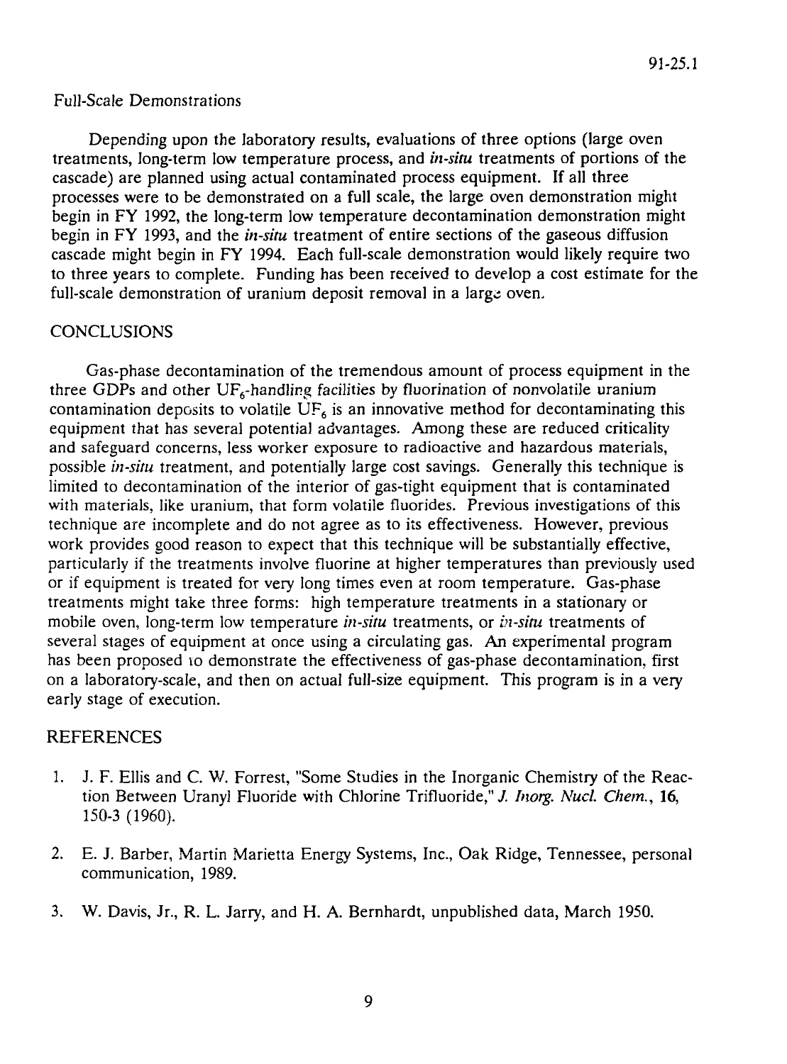Full-Scale Demonstrations

Depending upon the laboratory results, evaluations of three options (large oven treatments, long-term low temperature process, and *in-situ* treatments of portions of the cascade) are planned using actual contaminated process equipment. If all three processes were to be demonstrated on a full scale, the large oven demonstration might begin in FY 1992, the long-term low temperature decontamination demonstration might begin in FY 1993, and the *in-situ* treatment of entire sections of the gaseous diffusion cascade might begin in FY 1994. Each full-scale demonstration would likely require two to three years to complete. Funding has been received to develop a cost estimate for the full-scale demonstration of uranium deposit removal in a large oven.

## CONCLUSIONS

Gas-phase decontamination of the tremendous amount of process equipment in the three GDPs and other $UF_6$-handling facilities by fluorination of nonvolatile uranium contamination deposits to volatile $UF_6$ is an innovative method for decontaminating this equipment that has several potential advantages. Among these are reduced criticality and safeguard concerns, less worker exposure to radioactive and hazardous materials, possible *in-situ* treatment, and potentially large cost savings. Generally this technique is limited to decontamination of the interior of gas-tight equipment that is contaminated with materials, like uranium, that form volatile fluorides. Previous investigations of this technique are incomplete and do not agree as to its effectiveness. However, previous work provides good reason to expect that this technique will be substantially effective, particularly if the treatments involve fluorine at higher temperatures than previously used or if equipment is treated for very long times even at room temperature. Gas-phase treatments might take three forms: high temperature treatments in a stationary or mobile oven, long-term low temperature *in-situ* treatments, or *in-situ* treatments of several stages of equipment at once using a circulating gas. An experimental program has been proposed to demonstrate the effectiveness of gas-phase decontamination, first on a laboratory-scale, and then on actual full-size equipment. This program is in a very early stage of execution.

## REFERENCES

1. J. F. Ellis and C. W. Forrest, "Some Studies in the Inorganic Chemistry of the Reaction Between Uranyl Fluoride with Chlorine Trifluoride," *J. Inorg. Nucl. Chem.*, **16**, 150-3 (1960).

2. E. J. Barber, Martin Marietta Energy Systems, Inc., Oak Ridge, Tennessee, personal communication, 1989.

3. W. Davis, Jr., R. L. Jarry, and H. A. Bernhardt, unpublished data, March 1950.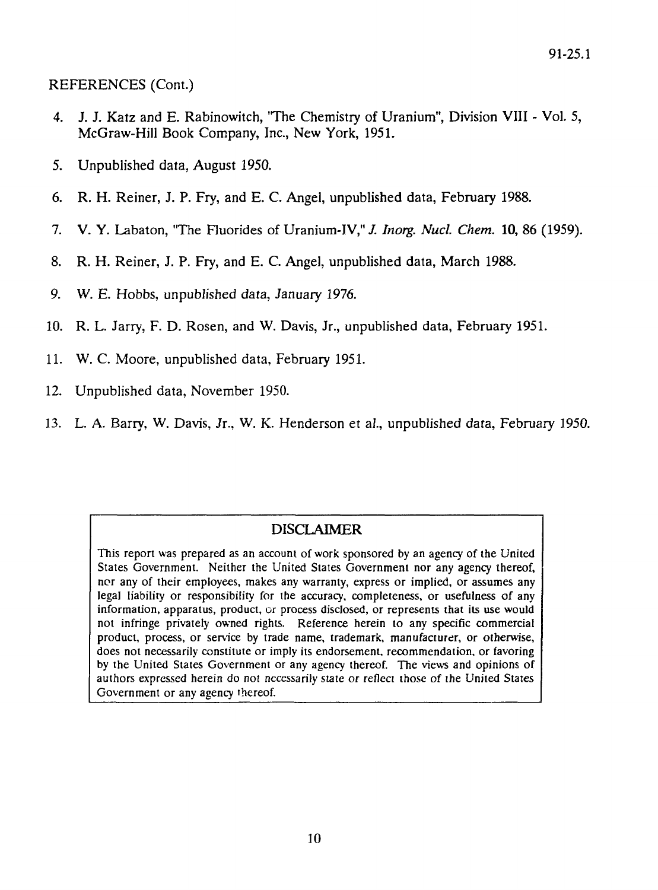REFERENCES (Cont.)

4. J. J. Katz and E. Rabinowitch, "The Chemistry of Uranium", Division VIII - Vol. 5, McGraw-Hill Book Company, Inc., New York, 1951.

5. Unpublished data, August 1950.

6. R. H. Reiner, J. P. Fry, and E. C. Angel, unpublished data, February 1988.

7. V. Y. Labaton, "The Fluorides of Uranium-IV," *J. Inorg. Nucl. Chem.* **10**, 86 (1959).

8. R. H. Reiner, J. P. Fry, and E. C. Angel, unpublished data, March 1988.

9. W. E. Hobbs, unpublished data, January 1976.

10. R. L. Jarry, F. D. Rosen, and W. Davis, Jr., unpublished data, February 1951.

11. W. C. Moore, unpublished data, February 1951.

12. Unpublished data, November 1950.

13. L. A. Barry, W. Davis, Jr., W. K. Henderson et al., unpublished data, February 1950.

## DISCLAIMER

This report was prepared as an account of work sponsored by an agency of the United States Government. Neither the United States Government nor any agency thereof, nor any of their employees, makes any warranty, express or implied, or assumes any legal liability or responsibility for the accuracy, completeness, or usefulness of any information, apparatus, product, or process disclosed, or represents that its use would not infringe privately owned rights. Reference herein to any specific commercial product, process, or service by trade name, trademark, manufacturer, or otherwise, does not necessarily constitute or imply its endorsement, recommendation, or favoring by the United States Government or any agency thereof. The views and opinions of authors expressed herein do not necessarily state or reflect those of the United States Government or any agency thereof.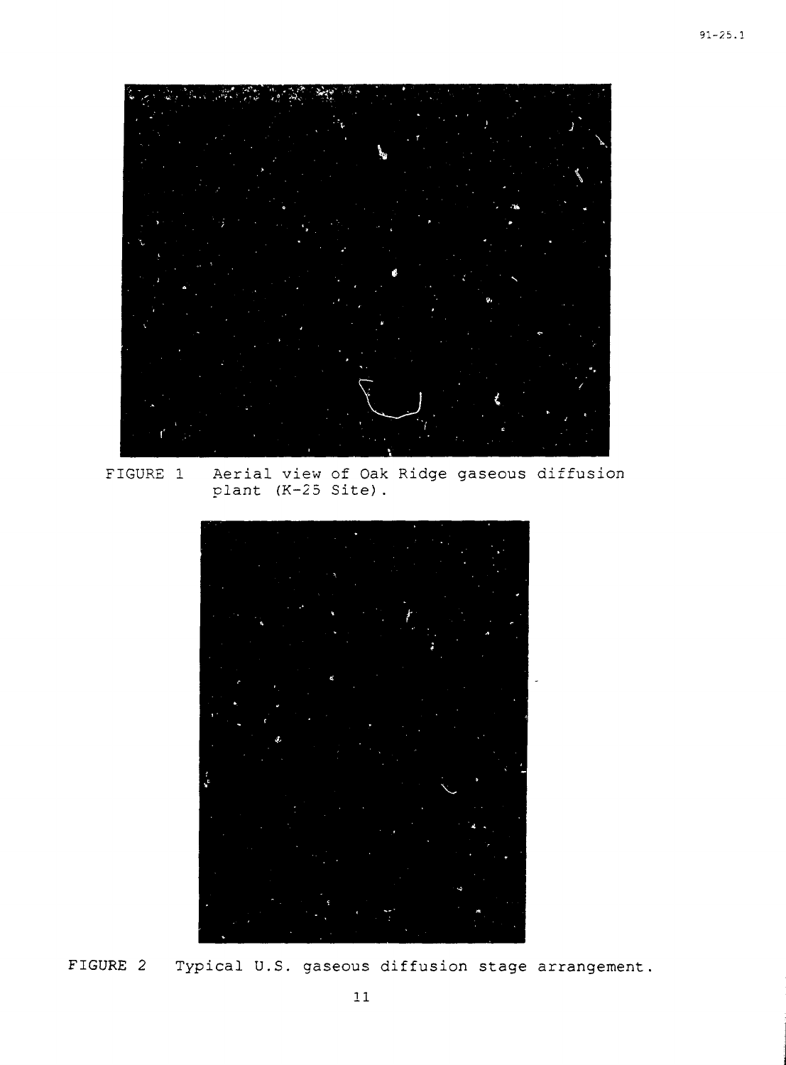FIGURE 1 Aerial view of Oak Ridge gaseous diffusion plant (K-25 Site).

FIGURE 2 Typical U.S. gaseous diffusion stage arrangement.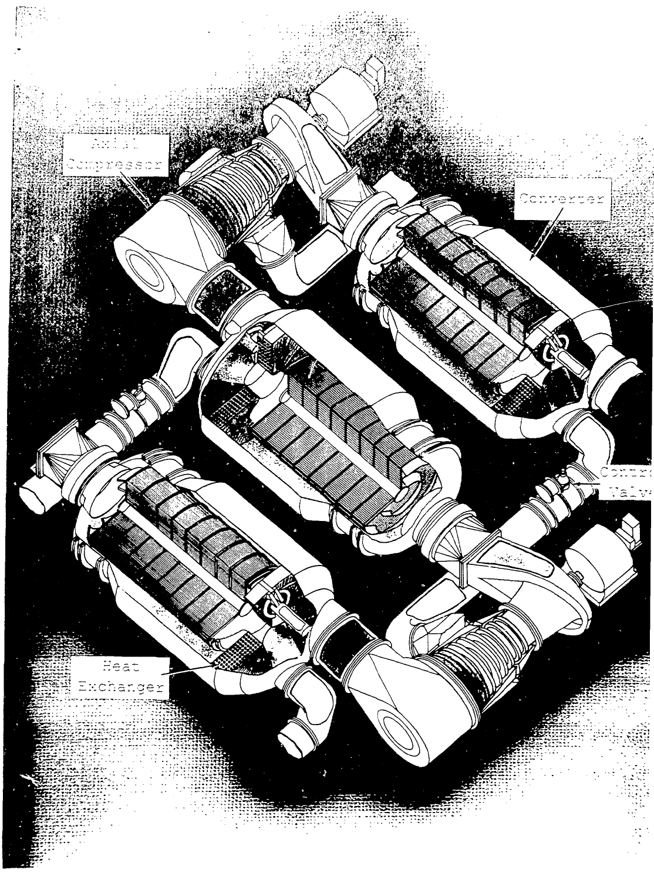Axial Compressor

Converter

Control Valve

Heat Exchanger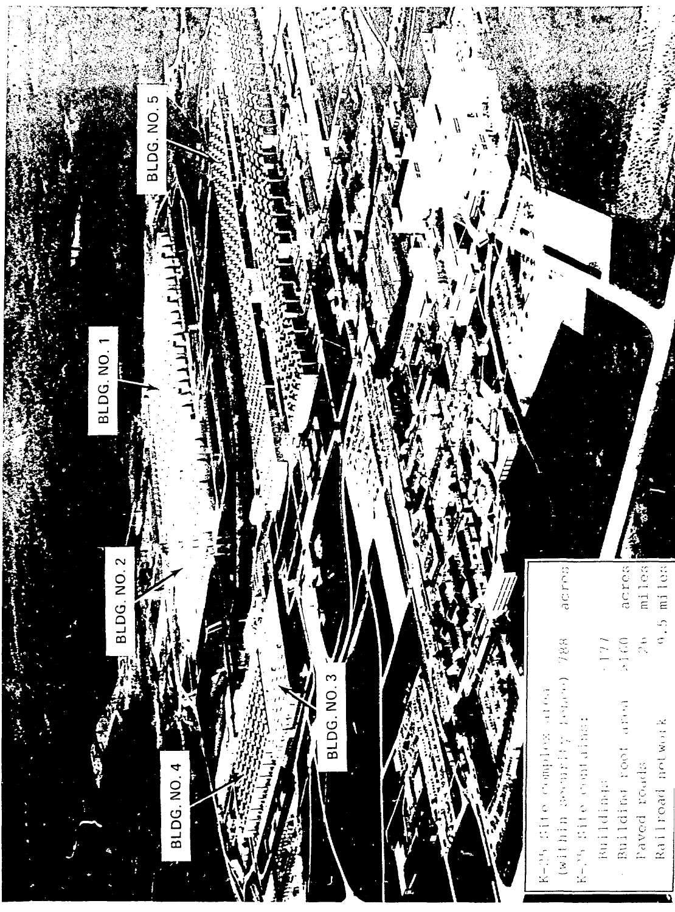| | | |
|---|---|---|
| K-25 Site complex area (within security fence) | 788 | acres |
| K-25 Site contains: | | |
| Buildings | 177 | |
| Building roof area | >160 | acres |
| Paved roads | 26 | miles |
| Railroad network | 9.5 | miles |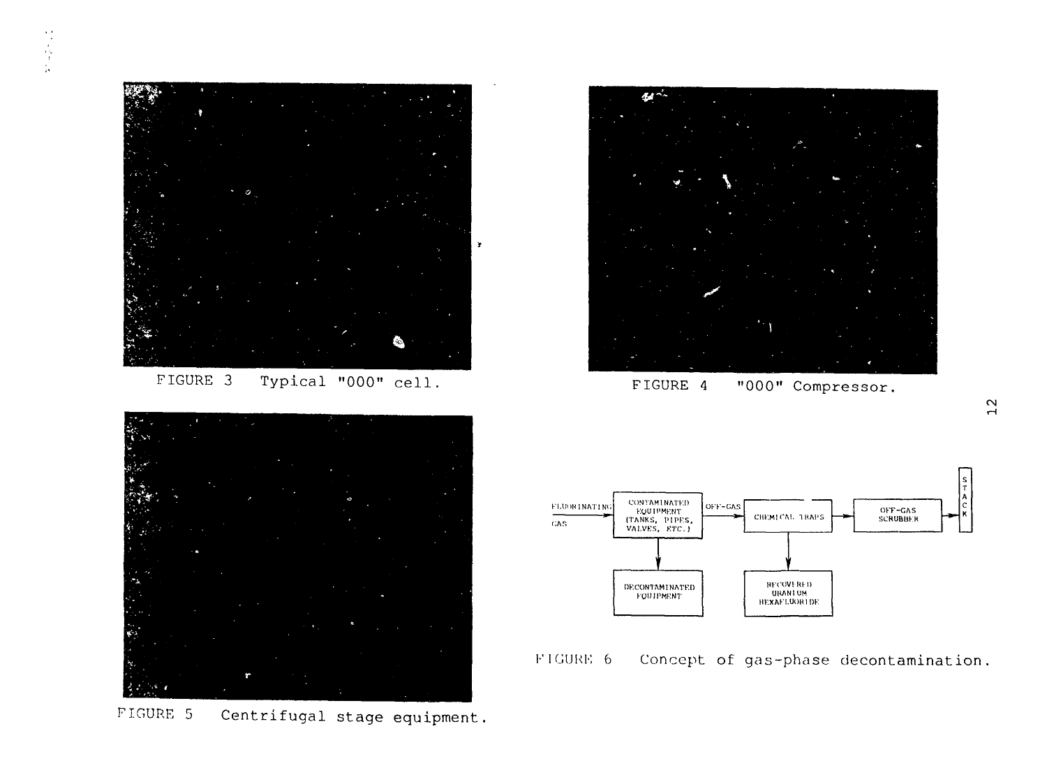FIGURE 3 Typical "000" cell.

FIGURE 4 "000" Compressor.

FIGURE 5 Centrifugal stage equipment.

FLUORINATING GAS → CONTAMINATED EQUIPMENT (TANKS, PIPES, VALVES, ETC.) → OFF-GAS → CHEMICAL TRAPS → OFF-GAS SCRUBBER → STACK

CONTAMINATED EQUIPMENT (TANKS, PIPES, VALVES, ETC.) → DECONTAMINATED EQUIPMENT

CHEMICAL TRAPS → RECOVERED URANIUM HEXAFLUORIDE

FIGURE 6 Concept of gas-phase decontamination.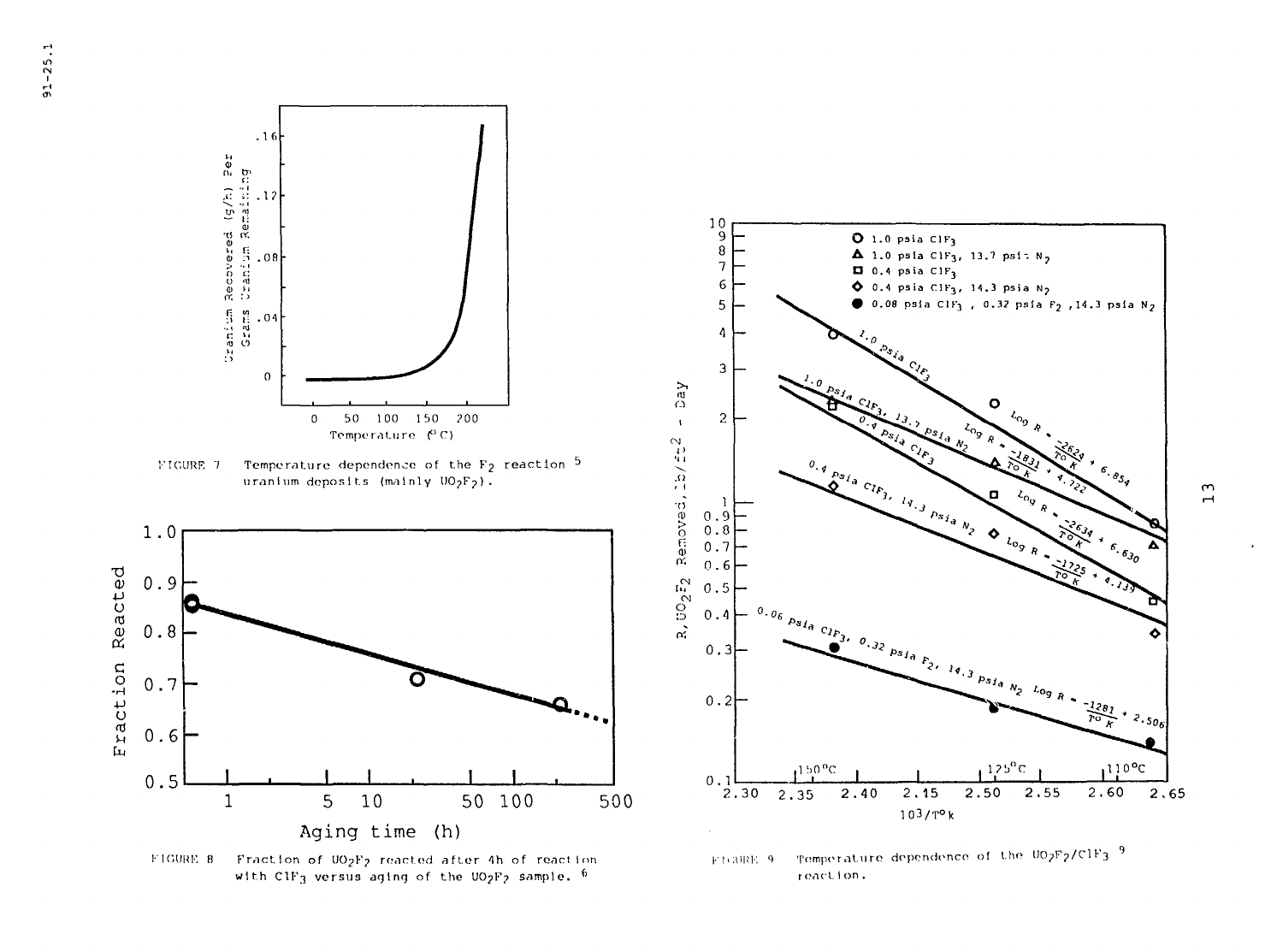FIGURE 7 Temperature dependence of the $F_2$ reaction [5] uranium deposits (mainly $UO_2F_2$).

FIGURE 8 Fraction of $UO_2F_2$ reacted after 4h of reaction with $ClF_3$ versus aging of the $UO_2F_2$ sample. [6]

FIGURE 9 Temperature dependence of the $UO_2F_2/ClF_3$ [9] reaction.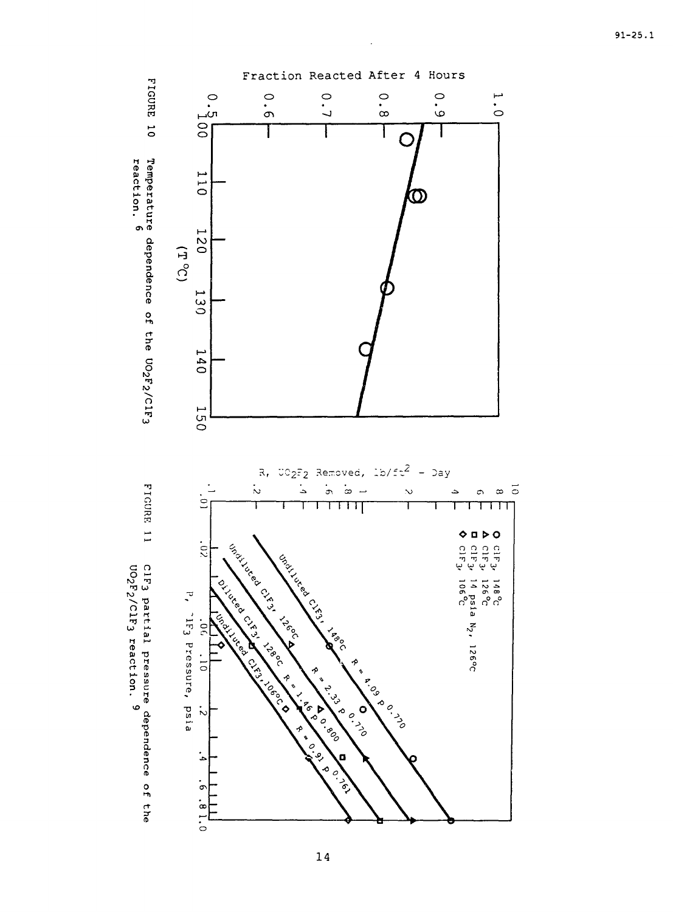FIGURE 10 Temperature dependence of the $UO_2F_2/ClF_3$ reaction.[6]

FIGURE 11 $ClF_3$ partial pressure dependence of the $UO_2F_2/ClF_3$ reaction.[9]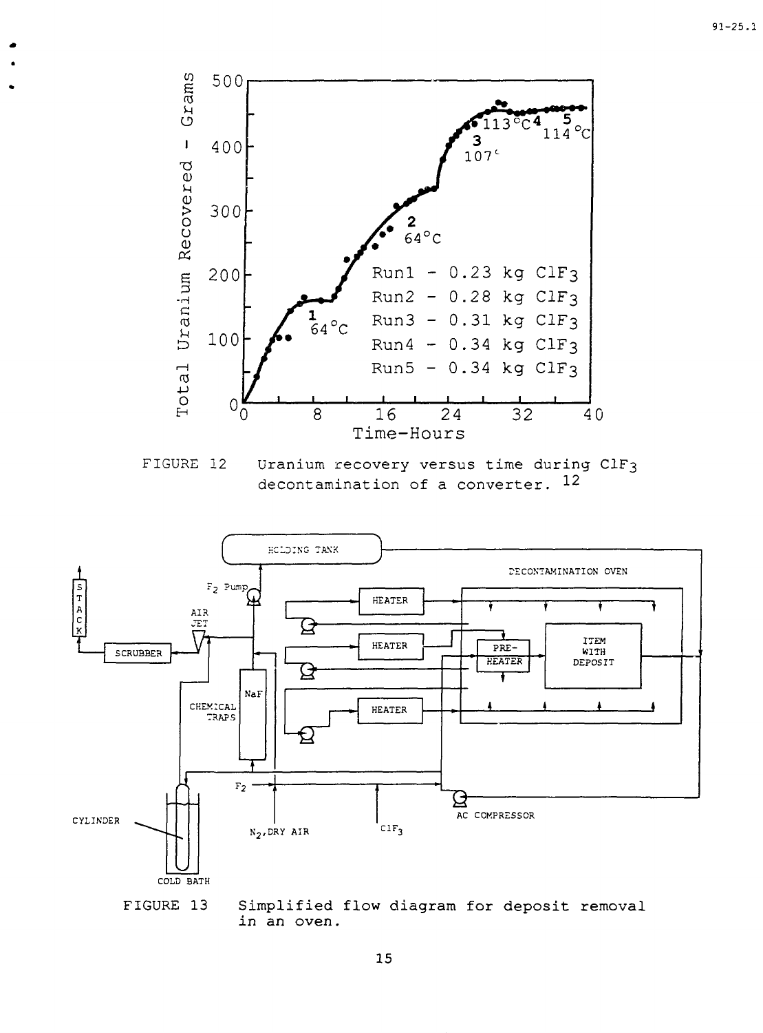FIGURE 12 Uranium recovery versus time during $ClF_3$ decontamination of a converter. [12]

FIGURE 13 Simplified flow diagram for deposit removal in an oven.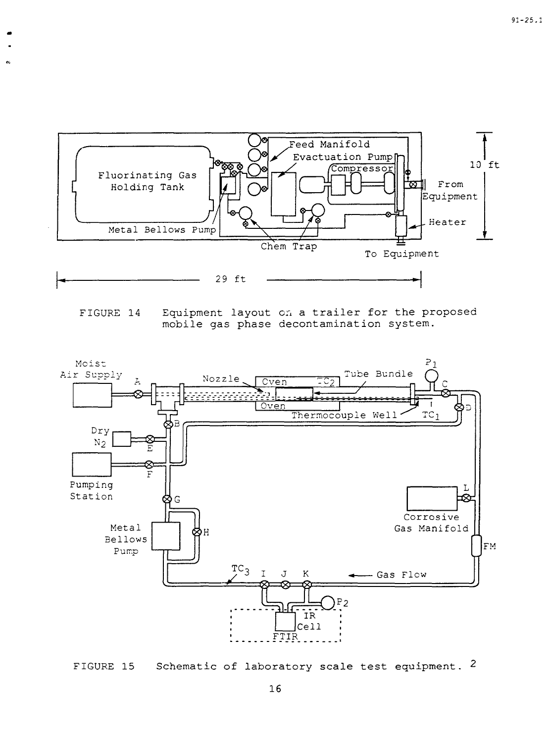Fluorinating Gas Holding Tank

Metal Bellows Pump

Feed Manifold

Evacuation Pump

Compressor

Chem Trap

Heater

From Equipment

To Equipment

10 ft

29 ft

FIGURE 14 Equipment layout on a trailer for the proposed mobile gas phase decontamination system.

Moist Air Supply

A

Nozzle

Oven

$TC_2$

Oven

Tube Bundle

$P_1$

C

D

Thermocouple Well

$TC_1$

B

Dry $N_2$

E

Pumping Station

F

G

Metal Bellows Pump

H

Corrosive Gas Manifold

L

FM

$TC_3$

I J K

Gas Flow

$P_2$

IR Cell

FTIR

FIGURE 15 Schematic of laboratory scale test equipment. [2]